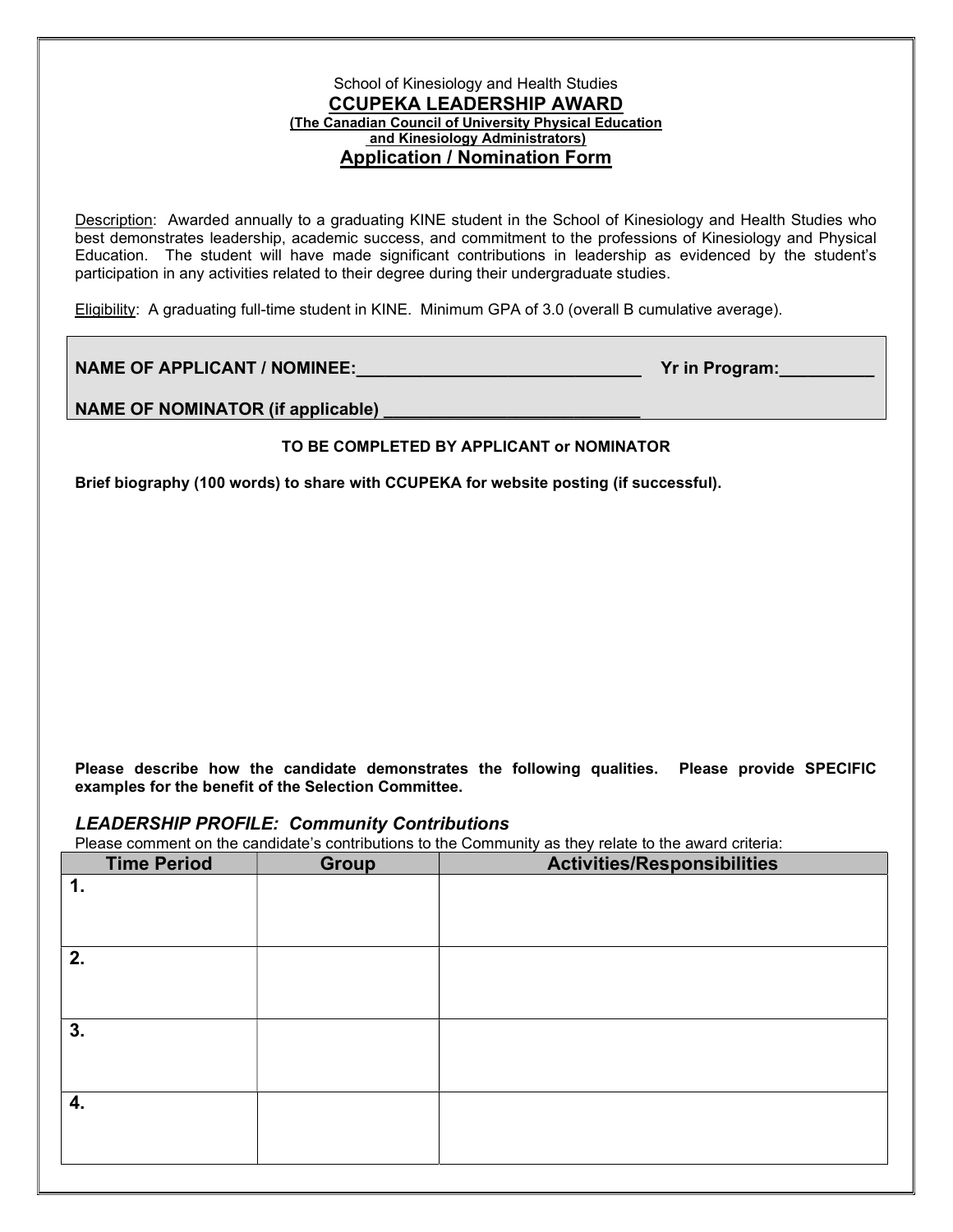School of Kinesiology and Health Studies

# CCUPEKA LEADERSHIP AWARD

**(The Canadian Council of University Physical Education and Kinesiology Administrators)**

## Application / Nomination Form

Description: Awarded annually to a graduating KINE student in the School of Kinesiology and Health Studies who best demonstrates leadership, academic success, and commitment to the professions of Kinesiology and Physical Education. The student will have made significant contributions in leadership as evidenced by the student's participation in any activities related to their degree during their undergraduate studies.

Eligibility: A graduating full-time student in KINE. Minimum GPA of 3.0 (overall B cumulative average).

**NAME OF APPLICANT / NOMINEE:______________________________ Yr in Program:__________**

**NAME OF NOMINATOR (if applicable) ___________________________**

**TO BE COMPLETED BY APPLICANT or NOMINATOR**

**Brief biography (100 words) to share with CCUPEKA for website posting (if successful).**

**Please describe how the candidate demonstrates the following qualities. Please provide SPECIFIC examples for the benefit of the Selection Committee.**

### *LEADERSHIP PROFILE: Community Contributions*

Please comment on the candidate's contributions to the Community as they relate to the award criteria:

| Time Period | Group | Activities/Responsibilities |
|---|---|---|
| 1. | | |
| 2. | | |
| 3. | | |
| 4. | | |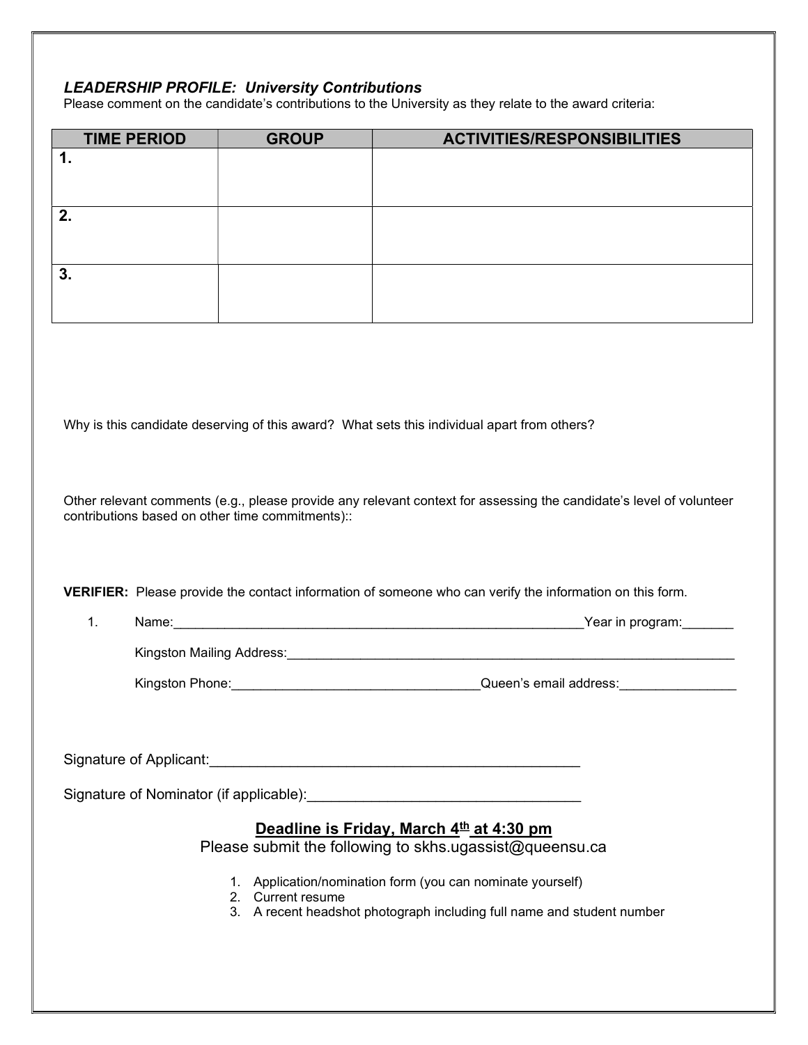***LEADERSHIP PROFILE: University Contributions***

Please comment on the candidate's contributions to the University as they relate to the award criteria:

| TIME PERIOD | GROUP | ACTIVITIES/RESPONSIBILITIES |
|---|---|---|
| **1.** | | |
| **2.** | | |
| **3.** | | |

Why is this candidate deserving of this award? What sets this individual apart from others?

Other relevant comments (e.g., please provide any relevant context for assessing the candidate's level of volunteer contributions based on other time commitments)::

**VERIFIER:** Please provide the contact information of someone who can verify the information on this form.

1. Name:\_\_\_\_\_\_\_\_\_\_\_\_\_\_\_\_\_\_\_\_\_\_\_\_\_\_\_\_\_\_\_\_\_\_\_\_\_\_\_\_\_\_\_\_\_\_\_\_\_\_\_\_\_\_\_\_\_\_Year in program:\_\_\_\_\_\_\_

   Kingston Mailing Address:\_\_\_\_\_\_\_\_\_\_\_\_\_\_\_\_\_\_\_\_\_\_\_\_\_\_\_\_\_\_\_\_\_\_\_\_\_\_\_\_\_\_\_\_\_\_\_\_\_\_\_\_\_\_\_\_\_\_\_\_\_\_

   Kingston Phone:\_\_\_\_\_\_\_\_\_\_\_\_\_\_\_\_\_\_\_\_\_\_\_\_\_\_\_\_\_\_\_\_\_\_Queen's email address:\_\_\_\_\_\_\_\_\_\_\_\_\_\_\_\_

Signature of Applicant:\_\_\_\_\_\_\_\_\_\_\_\_\_\_\_\_\_\_\_\_\_\_\_\_\_\_\_\_\_\_\_\_\_\_\_\_\_\_\_\_\_\_\_\_\_\_\_

Signature of Nominator (if applicable):\_\_\_\_\_\_\_\_\_\_\_\_\_\_\_\_\_\_\_\_\_\_\_\_\_\_\_\_\_\_\_\_\_\_

**Deadline is Friday, March 4th at 4:30 pm**

Please submit the following to skhs.ugassist@queensu.ca

1. Application/nomination form (you can nominate yourself)
2. Current resume
3. A recent headshot photograph including full name and student number